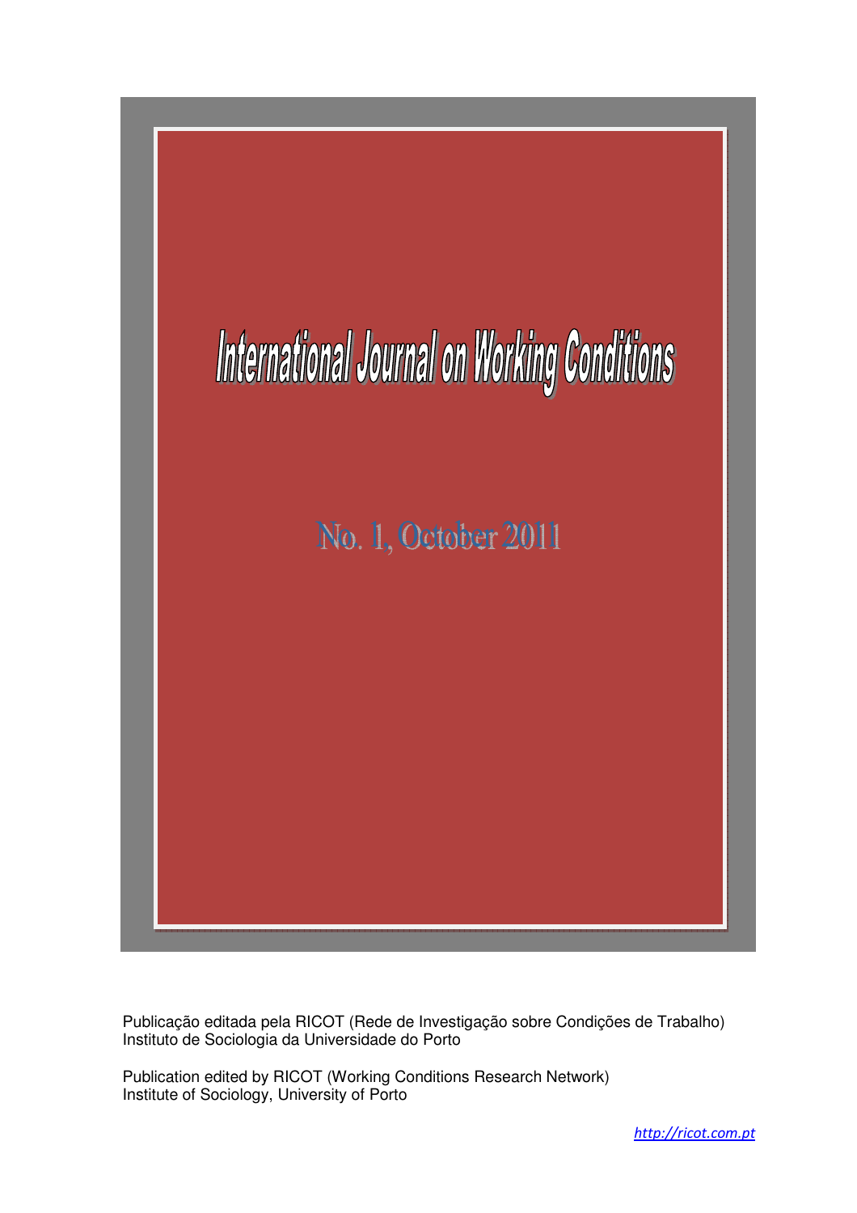# International Journal on Working Conditions

## No. 1, October 2011

Publicação editada pela RICOT (Rede de Investigação sobre Condições de Trabalho)
Instituto de Sociologia da Universidade do Porto

Publication edited by RICOT (Working Conditions Research Network)
Institute of Sociology, University of Porto

http://ricot.com.pt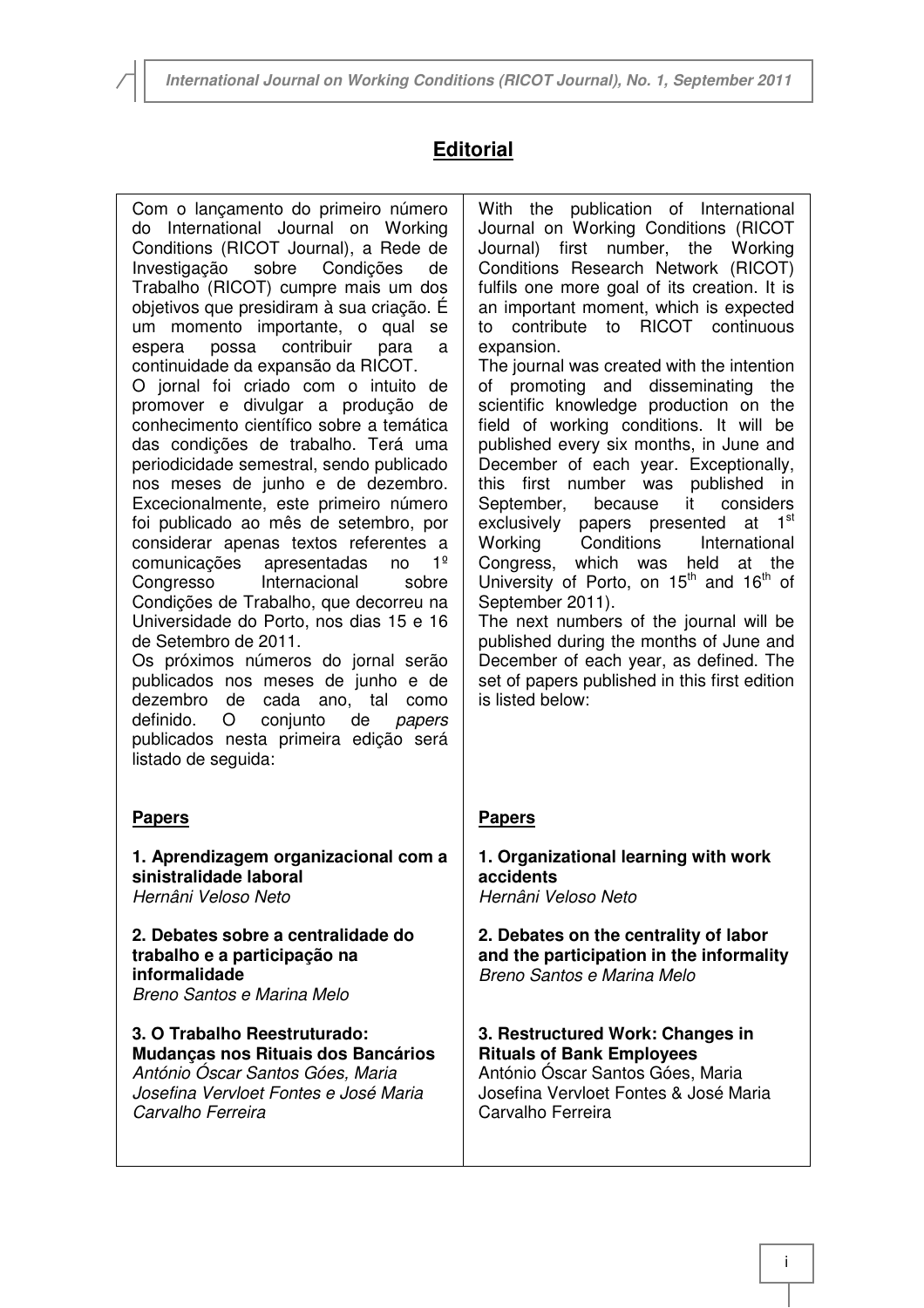## Editorial

Com o lançamento do primeiro número do International Journal on Working Conditions (RICOT Journal), a Rede de Investigação sobre Condições de Trabalho (RICOT) cumpre mais um dos objetivos que presidiram à sua criação. É um momento importante, o qual se espera possa contribuir para a continuidade da expansão da RICOT.

O jornal foi criado com o intuito de promover e divulgar a produção de conhecimento científico sobre a temática das condições de trabalho. Terá uma periodicidade semestral, sendo publicado nos meses de junho e de dezembro. Excecionalmente, este primeiro número foi publicado ao mês de setembro, por considerar apenas textos referentes a comunicações apresentadas no 1º Congresso Internacional sobre Condições de Trabalho, que decorreu na Universidade do Porto, nos dias 15 e 16 de Setembro de 2011.

Os próximos números do jornal serão publicados nos meses de junho e de dezembro de cada ano, tal como definido. O conjunto de *papers* publicados nesta primeira edição será listado de seguida:

### Papers

**1. Aprendizagem organizacional com a sinistralidade laboral**
*Hernâni Veloso Neto*

**2. Debates sobre a centralidade do trabalho e a participação na informalidade**
*Breno Santos e Marina Melo*

**3. O Trabalho Reestruturado: Mudanças nos Rituais dos Bancários**
*António Óscar Santos Góes, Maria Josefina Vervloet Fontes e José Maria Carvalho Ferreira*

---

With the publication of International Journal on Working Conditions (RICOT Journal) first number, the Working Conditions Research Network (RICOT) fulfils one more goal of its creation. It is an important moment, which is expected to contribute to RICOT continuous expansion.

The journal was created with the intention of promoting and disseminating the scientific knowledge production on the field of working conditions. It will be published every six months, in June and December of each year. Exceptionally, this first number was published in September, because it considers exclusively papers presented at 1st Working Conditions International Congress, which was held at the University of Porto, on 15th and 16th of September 2011).

The next numbers of the journal will be published during the months of June and December of each year, as defined. The set of papers published in this first edition is listed below:

### Papers

**1. Organizational learning with work accidents**
*Hernâni Veloso Neto*

**2. Debates on the centrality of labor and the participation in the informality**
*Breno Santos e Marina Melo*

**3. Restructured Work: Changes in Rituals of Bank Employees**
António Óscar Santos Góes, Maria Josefina Vervloet Fontes & José Maria Carvalho Ferreira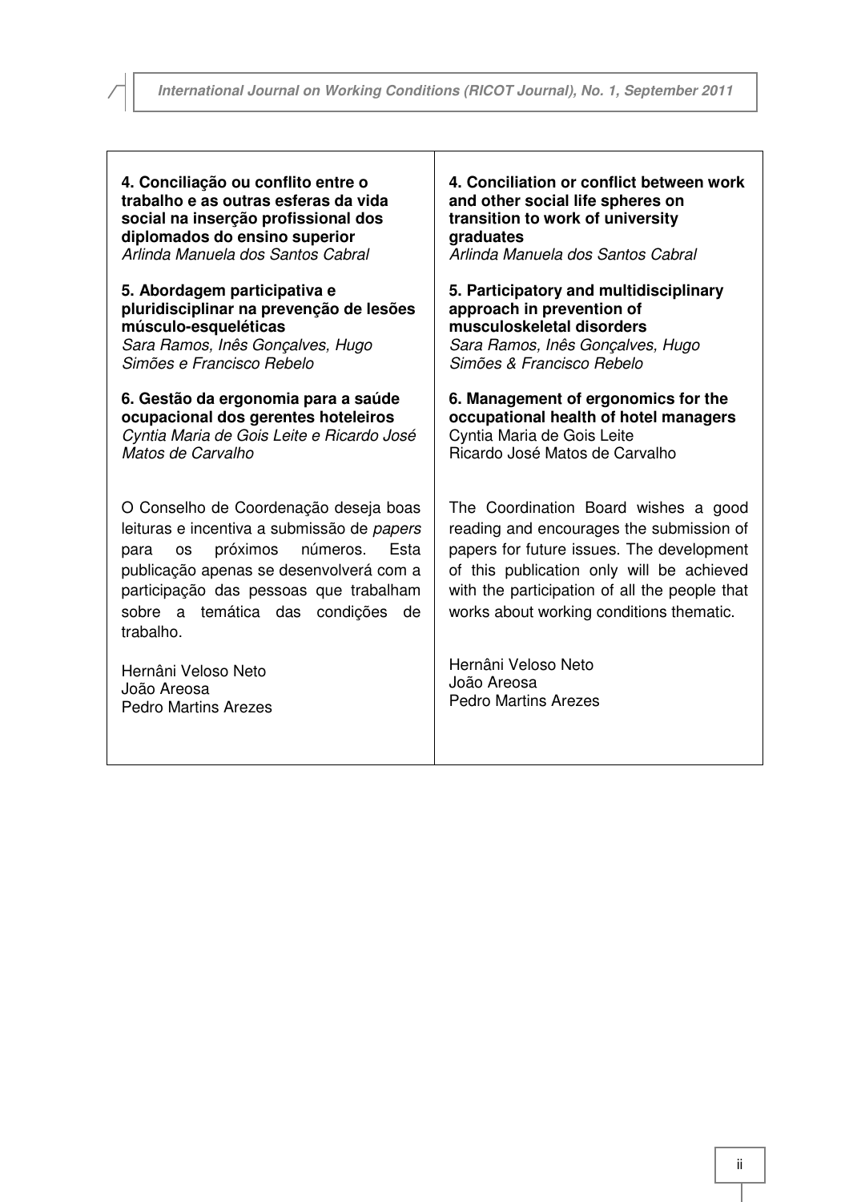**4. Conciliação ou conflito entre o trabalho e as outras esferas da vida social na inserção profissional dos diplomados do ensino superior**
*Arlinda Manuela dos Santos Cabral*

**5. Abordagem participativa e pluridisciplinar na prevenção de lesões músculo-esqueléticas**
*Sara Ramos, Inês Gonçalves, Hugo Simões e Francisco Rebelo*

**6. Gestão da ergonomia para a saúde ocupacional dos gerentes hoteleiros**
*Cyntia Maria de Gois Leite e Ricardo José Matos de Carvalho*

O Conselho de Coordenação deseja boas leituras e incentiva a submissão de *papers* para os próximos números. Esta publicação apenas se desenvolverá com a participação das pessoas que trabalham sobre a temática das condições de trabalho.

Hernâni Veloso Neto
João Areosa
Pedro Martins Arezes

**4. Conciliation or conflict between work and other social life spheres on transition to work of university graduates**
*Arlinda Manuela dos Santos Cabral*

**5. Participatory and multidisciplinary approach in prevention of musculoskeletal disorders**
*Sara Ramos, Inês Gonçalves, Hugo Simões & Francisco Rebelo*

**6. Management of ergonomics for the occupational health of hotel managers**
Cyntia Maria de Gois Leite
Ricardo José Matos de Carvalho

The Coordination Board wishes a good reading and encourages the submission of papers for future issues. The development of this publication only will be achieved with the participation of all the people that works about working conditions thematic.

Hernâni Veloso Neto
João Areosa
Pedro Martins Arezes